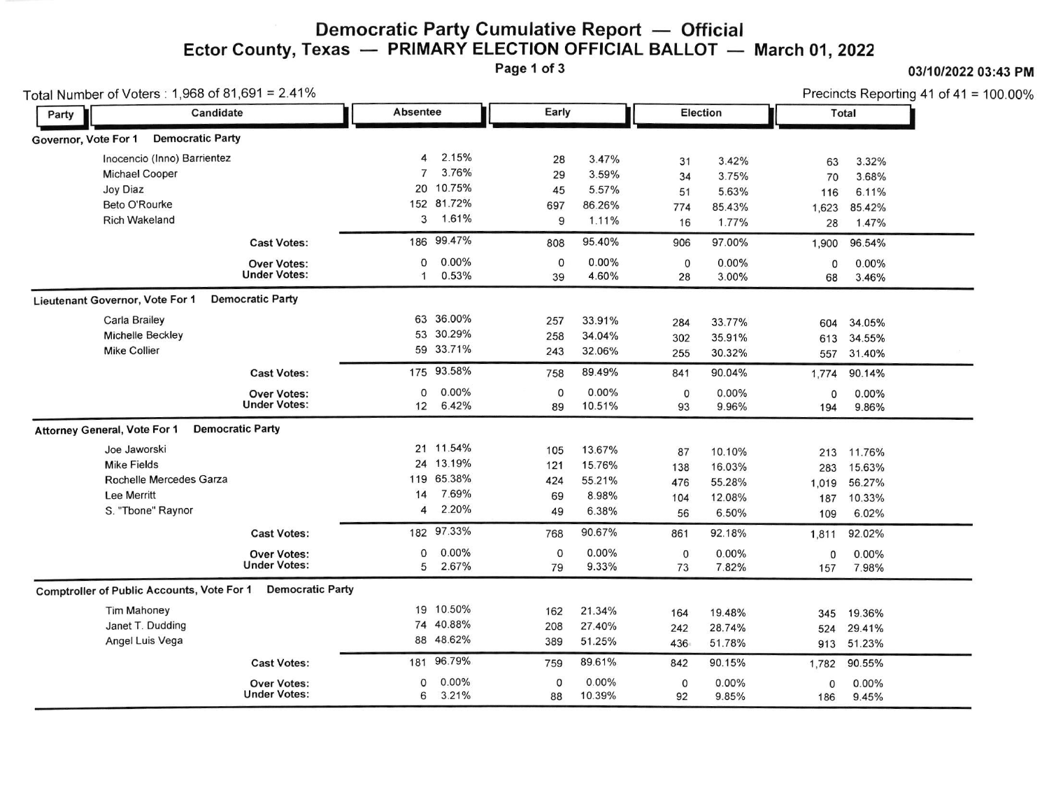# Democratic Party Cumulative Report — Official

## Ector County, Texas — PRIMARY ELECTION OFFICIAL BALLOT — March 01, 2022

03/10/2022 03:43 PM

Total Number of Voters : 1,968 of 81,691 = 2.41%

Precincts Reporting 41 of 41 = 100.00%

| Party | Candidate | Absentee | | Early | | Election | | Total | |
|---|---|---|---|---|---|---|---|---|---|
| **Governor, Vote For 1** | **Democratic Party** | | | | | | | | |
| | Inocencio (Inno) Barrientez | 4 | 2.15% | 28 | 3.47% | 31 | 3.42% | 63 | 3.32% |
| | Michael Cooper | 7 | 3.76% | 29 | 3.59% | 34 | 3.75% | 70 | 3.68% |
| | Joy Diaz | 20 | 10.75% | 45 | 5.57% | 51 | 5.63% | 116 | 6.11% |
| | Beto O'Rourke | 152 | 81.72% | 697 | 86.26% | 774 | 85.43% | 1,623 | 85.42% |
| | Rich Wakeland | 3 | 1.61% | 9 | 1.11% | 16 | 1.77% | 28 | 1.47% |
| | **Cast Votes:** | 186 | 99.47% | 808 | 95.40% | 906 | 97.00% | 1,900 | 96.54% |
| | **Over Votes:** | 0 | 0.00% | 0 | 0.00% | 0 | 0.00% | 0 | 0.00% |
| | **Under Votes:** | 1 | 0.53% | 39 | 4.60% | 28 | 3.00% | 68 | 3.46% |
| **Lieutenant Governor, Vote For 1** | **Democratic Party** | | | | | | | | |
| | Carla Brailey | 63 | 36.00% | 257 | 33.91% | 284 | 33.77% | 604 | 34.05% |
| | Michelle Beckley | 53 | 30.29% | 258 | 34.04% | 302 | 35.91% | 613 | 34.55% |
| | Mike Collier | 59 | 33.71% | 243 | 32.06% | 255 | 30.32% | 557 | 31.40% |
| | **Cast Votes:** | 175 | 93.58% | 758 | 89.49% | 841 | 90.04% | 1,774 | 90.14% |
| | **Over Votes:** | 0 | 0.00% | 0 | 0.00% | 0 | 0.00% | 0 | 0.00% |
| | **Under Votes:** | 12 | 6.42% | 89 | 10.51% | 93 | 9.96% | 194 | 9.86% |
| **Attorney General, Vote For 1** | **Democratic Party** | | | | | | | | |
| | Joe Jaworski | 21 | 11.54% | 105 | 13.67% | 87 | 10.10% | 213 | 11.76% |
| | Mike Fields | 24 | 13.19% | 121 | 15.76% | 138 | 16.03% | 283 | 15.63% |
| | Rochelle Mercedes Garza | 119 | 65.38% | 424 | 55.21% | 476 | 55.28% | 1,019 | 56.27% |
| | Lee Merritt | 14 | 7.69% | 69 | 8.98% | 104 | 12.08% | 187 | 10.33% |
| | S. "Tbone" Raynor | 4 | 2.20% | 49 | 6.38% | 56 | 6.50% | 109 | 6.02% |
| | **Cast Votes:** | 182 | 97.33% | 768 | 90.67% | 861 | 92.18% | 1,811 | 92.02% |
| | **Over Votes:** | 0 | 0.00% | 0 | 0.00% | 0 | 0.00% | 0 | 0.00% |
| | **Under Votes:** | 5 | 2.67% | 79 | 9.33% | 73 | 7.82% | 157 | 7.98% |
| **Comptroller of Public Accounts, Vote For 1** | **Democratic Party** | | | | | | | | |
| | Tim Mahoney | 19 | 10.50% | 162 | 21.34% | 164 | 19.48% | 345 | 19.36% |
| | Janet T. Dudding | 74 | 40.88% | 208 | 27.40% | 242 | 28.74% | 524 | 29.41% |
| | Angel Luis Vega | 88 | 48.62% | 389 | 51.25% | 436 | 51.78% | 913 | 51.23% |
| | **Cast Votes:** | 181 | 96.79% | 759 | 89.61% | 842 | 90.15% | 1,782 | 90.55% |
| | **Over Votes:** | 0 | 0.00% | 0 | 0.00% | 0 | 0.00% | 0 | 0.00% |
| | **Under Votes:** | 6 | 3.21% | 88 | 10.39% | 92 | 9.85% | 186 | 9.45% |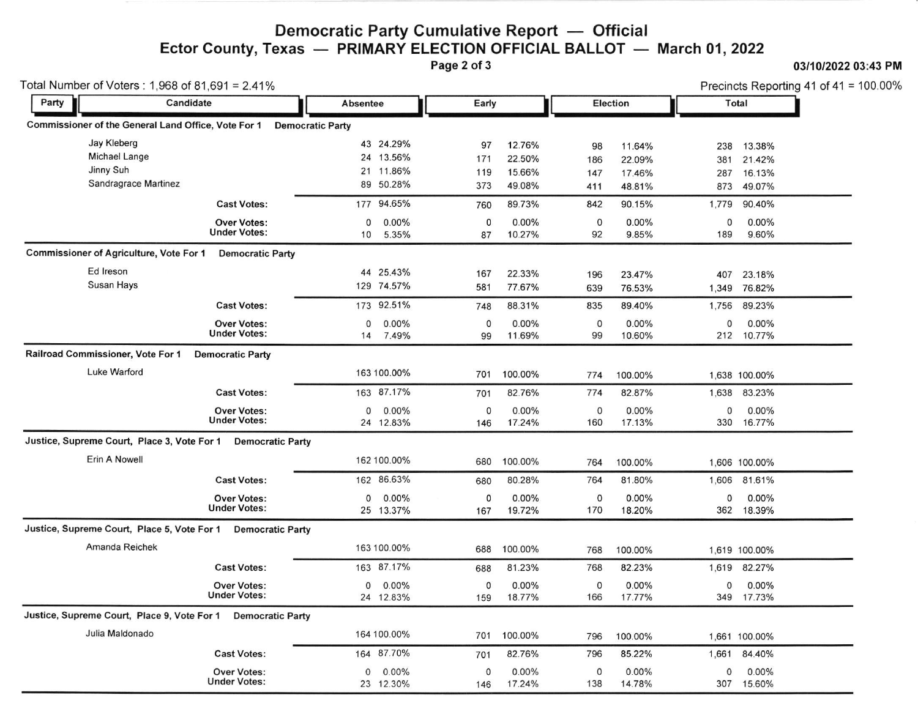# Democratic Party Cumulative Report — Official

## Ector County, Texas — PRIMARY ELECTION OFFICIAL BALLOT — March 01, 2022

03/10/2022 03:43 PM

Total Number of Voters : 1,968 of 81,691 = 2.41%

Precincts Reporting 41 of 41 = 100.00%

| Party | Candidate | Absentee | | Early | | Election | | Total | |
|---|---|---|---|---|---|---|---|---|---|
| **Commissioner of the General Land Office, Vote For 1** | **Democratic Party** | | | | | | | | |
| | Jay Kleberg | 43 | 24.29% | 97 | 12.76% | 98 | 11.64% | 238 | 13.38% |
| | Michael Lange | 24 | 13.56% | 171 | 22.50% | 186 | 22.09% | 381 | 21.42% |
| | Jinny Suh | 21 | 11.86% | 119 | 15.66% | 147 | 17.46% | 287 | 16.13% |
| | Sandragrace Martinez | 89 | 50.28% | 373 | 49.08% | 411 | 48.81% | 873 | 49.07% |
| | **Cast Votes:** | 177 | 94.65% | 760 | 89.73% | 842 | 90.15% | 1,779 | 90.40% |
| | **Over Votes:** | 0 | 0.00% | 0 | 0.00% | 0 | 0.00% | 0 | 0.00% |
| | **Under Votes:** | 10 | 5.35% | 87 | 10.27% | 92 | 9.85% | 189 | 9.60% |
| **Commissioner of Agriculture, Vote For 1** | **Democratic Party** | | | | | | | | |
| | Ed Ireson | 44 | 25.43% | 167 | 22.33% | 196 | 23.47% | 407 | 23.18% |
| | Susan Hays | 129 | 74.57% | 581 | 77.67% | 639 | 76.53% | 1,349 | 76.82% |
| | **Cast Votes:** | 173 | 92.51% | 748 | 88.31% | 835 | 89.40% | 1,756 | 89.23% |
| | **Over Votes:** | 0 | 0.00% | 0 | 0.00% | 0 | 0.00% | 0 | 0.00% |
| | **Under Votes:** | 14 | 7.49% | 99 | 11.69% | 99 | 10.60% | 212 | 10.77% |
| **Railroad Commissioner, Vote For 1** | **Democratic Party** | | | | | | | | |
| | Luke Warford | 163 | 100.00% | 701 | 100.00% | 774 | 100.00% | 1,638 | 100.00% |
| | **Cast Votes:** | 163 | 87.17% | 701 | 82.76% | 774 | 82.87% | 1,638 | 83.23% |
| | **Over Votes:** | 0 | 0.00% | 0 | 0.00% | 0 | 0.00% | 0 | 0.00% |
| | **Under Votes:** | 24 | 12.83% | 146 | 17.24% | 160 | 17.13% | 330 | 16.77% |
| **Justice, Supreme Court, Place 3, Vote For 1** | **Democratic Party** | | | | | | | | |
| | Erin A Nowell | 162 | 100.00% | 680 | 100.00% | 764 | 100.00% | 1,606 | 100.00% |
| | **Cast Votes:** | 162 | 86.63% | 680 | 80.28% | 764 | 81.80% | 1,606 | 81.61% |
| | **Over Votes:** | 0 | 0.00% | 0 | 0.00% | 0 | 0.00% | 0 | 0.00% |
| | **Under Votes:** | 25 | 13.37% | 167 | 19.72% | 170 | 18.20% | 362 | 18.39% |
| **Justice, Supreme Court, Place 5, Vote For 1** | **Democratic Party** | | | | | | | | |
| | Amanda Reichek | 163 | 100.00% | 688 | 100.00% | 768 | 100.00% | 1,619 | 100.00% |
| | **Cast Votes:** | 163 | 87.17% | 688 | 81.23% | 768 | 82.23% | 1,619 | 82.27% |
| | **Over Votes:** | 0 | 0.00% | 0 | 0.00% | 0 | 0.00% | 0 | 0.00% |
| | **Under Votes:** | 24 | 12.83% | 159 | 18.77% | 166 | 17.77% | 349 | 17.73% |
| **Justice, Supreme Court, Place 9, Vote For 1** | **Democratic Party** | | | | | | | | |
| | Julia Maldonado | 164 | 100.00% | 701 | 100.00% | 796 | 100.00% | 1,661 | 100.00% |
| | **Cast Votes:** | 164 | 87.70% | 701 | 82.76% | 796 | 85.22% | 1,661 | 84.40% |
| | **Over Votes:** | 0 | 0.00% | 0 | 0.00% | 0 | 0.00% | 0 | 0.00% |
| | **Under Votes:** | 23 | 12.30% | 146 | 17.24% | 138 | 14.78% | 307 | 15.60% |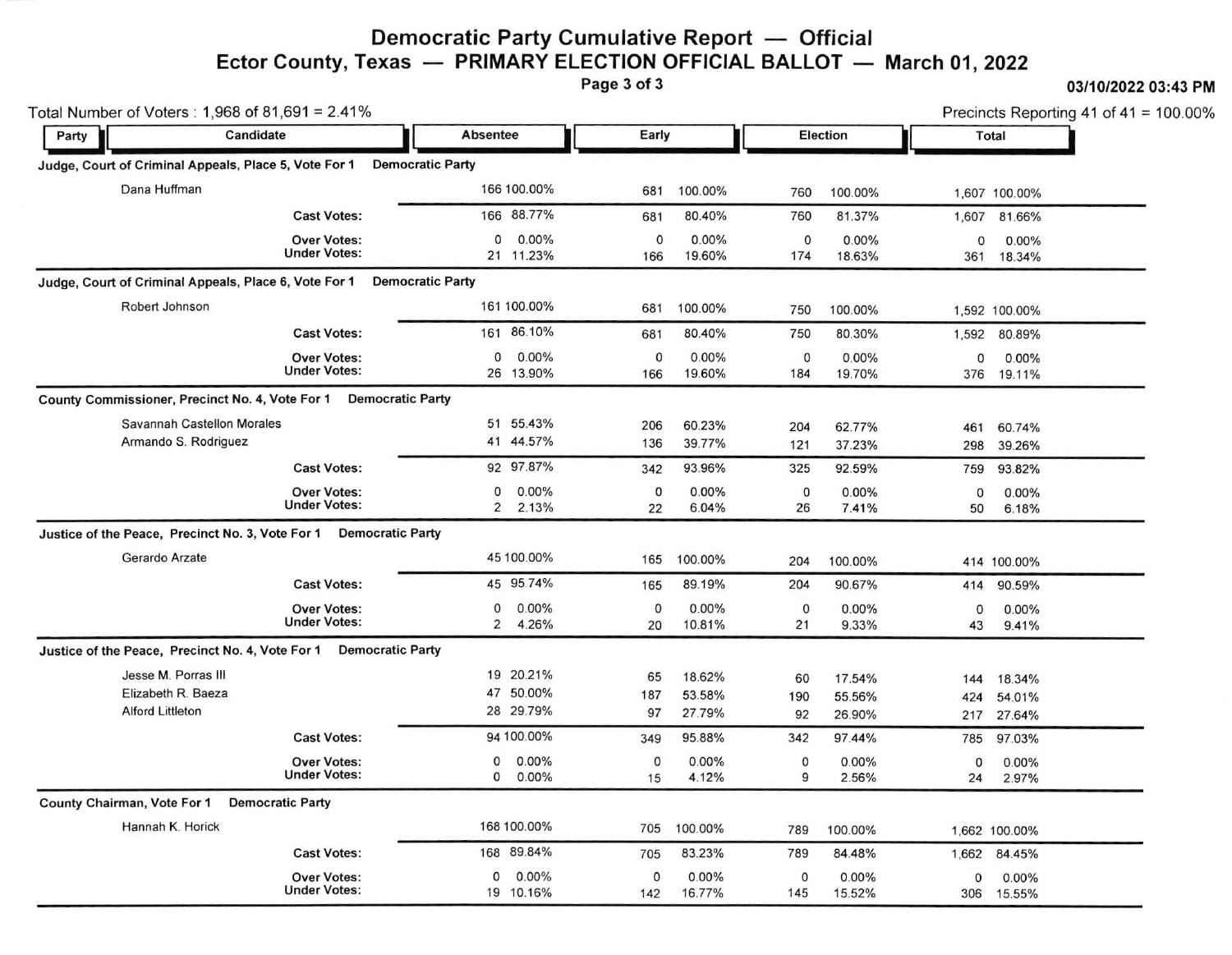# Democratic Party Cumulative Report — Official

## Ector County, Texas — PRIMARY ELECTION OFFICIAL BALLOT — March 01, 2022

03/10/2022 03:43 PM

Total Number of Voters : 1,968 of 81,691 = 2.41%

Precincts Reporting 41 of 41 = 100.00%

| Party | Candidate | Absentee | | Early | | Election | | Total | |
|---|---|---|---|---|---|---|---|---|---|
| **Judge, Court of Criminal Appeals, Place 5, Vote For 1** | **Democratic Party** | | | | | | | | |
| | Dana Huffman | 166 | 100.00% | 681 | 100.00% | 760 | 100.00% | 1,607 | 100.00% |
| | **Cast Votes:** | 166 | 88.77% | 681 | 80.40% | 760 | 81.37% | 1,607 | 81.66% |
| | **Over Votes:** | 0 | 0.00% | 0 | 0.00% | 0 | 0.00% | 0 | 0.00% |
| | **Under Votes:** | 21 | 11.23% | 166 | 19.60% | 174 | 18.63% | 361 | 18.34% |
| **Judge, Court of Criminal Appeals, Place 6, Vote For 1** | **Democratic Party** | | | | | | | | |
| | Robert Johnson | 161 | 100.00% | 681 | 100.00% | 750 | 100.00% | 1,592 | 100.00% |
| | **Cast Votes:** | 161 | 86.10% | 681 | 80.40% | 750 | 80.30% | 1,592 | 80.89% |
| | **Over Votes:** | 0 | 0.00% | 0 | 0.00% | 0 | 0.00% | 0 | 0.00% |
| | **Under Votes:** | 26 | 13.90% | 166 | 19.60% | 184 | 19.70% | 376 | 19.11% |
| **County Commissioner, Precinct No. 4, Vote For 1** | **Democratic Party** | | | | | | | | |
| | Savannah Castellon Morales | 51 | 55.43% | 206 | 60.23% | 204 | 62.77% | 461 | 60.74% |
| | Armando S. Rodriguez | 41 | 44.57% | 136 | 39.77% | 121 | 37.23% | 298 | 39.26% |
| | **Cast Votes:** | 92 | 97.87% | 342 | 93.96% | 325 | 92.59% | 759 | 93.82% |
| | **Over Votes:** | 0 | 0.00% | 0 | 0.00% | 0 | 0.00% | 0 | 0.00% |
| | **Under Votes:** | 2 | 2.13% | 22 | 6.04% | 26 | 7.41% | 50 | 6.18% |
| **Justice of the Peace, Precinct No. 3, Vote For 1** | **Democratic Party** | | | | | | | | |
| | Gerardo Arzate | 45 | 100.00% | 165 | 100.00% | 204 | 100.00% | 414 | 100.00% |
| | **Cast Votes:** | 45 | 95.74% | 165 | 89.19% | 204 | 90.67% | 414 | 90.59% |
| | **Over Votes:** | 0 | 0.00% | 0 | 0.00% | 0 | 0.00% | 0 | 0.00% |
| | **Under Votes:** | 2 | 4.26% | 20 | 10.81% | 21 | 9.33% | 43 | 9.41% |
| **Justice of the Peace, Precinct No. 4, Vote For 1** | **Democratic Party** | | | | | | | | |
| | Jesse M. Porras III | 19 | 20.21% | 65 | 18.62% | 60 | 17.54% | 144 | 18.34% |
| | Elizabeth R. Baeza | 47 | 50.00% | 187 | 53.58% | 190 | 55.56% | 424 | 54.01% |
| | Alford Littleton | 28 | 29.79% | 97 | 27.79% | 92 | 26.90% | 217 | 27.64% |
| | **Cast Votes:** | 94 | 100.00% | 349 | 95.88% | 342 | 97.44% | 785 | 97.03% |
| | **Over Votes:** | 0 | 0.00% | 0 | 0.00% | 0 | 0.00% | 0 | 0.00% |
| | **Under Votes:** | 0 | 0.00% | 15 | 4.12% | 9 | 2.56% | 24 | 2.97% |
| **County Chairman, Vote For 1** | **Democratic Party** | | | | | | | | |
| | Hannah K. Horick | 168 | 100.00% | 705 | 100.00% | 789 | 100.00% | 1,662 | 100.00% |
| | **Cast Votes:** | 168 | 89.84% | 705 | 83.23% | 789 | 84.48% | 1,662 | 84.45% |
| | **Over Votes:** | 0 | 0.00% | 0 | 0.00% | 0 | 0.00% | 0 | 0.00% |
| | **Under Votes:** | 19 | 10.16% | 142 | 16.77% | 145 | 15.52% | 306 | 15.55% |